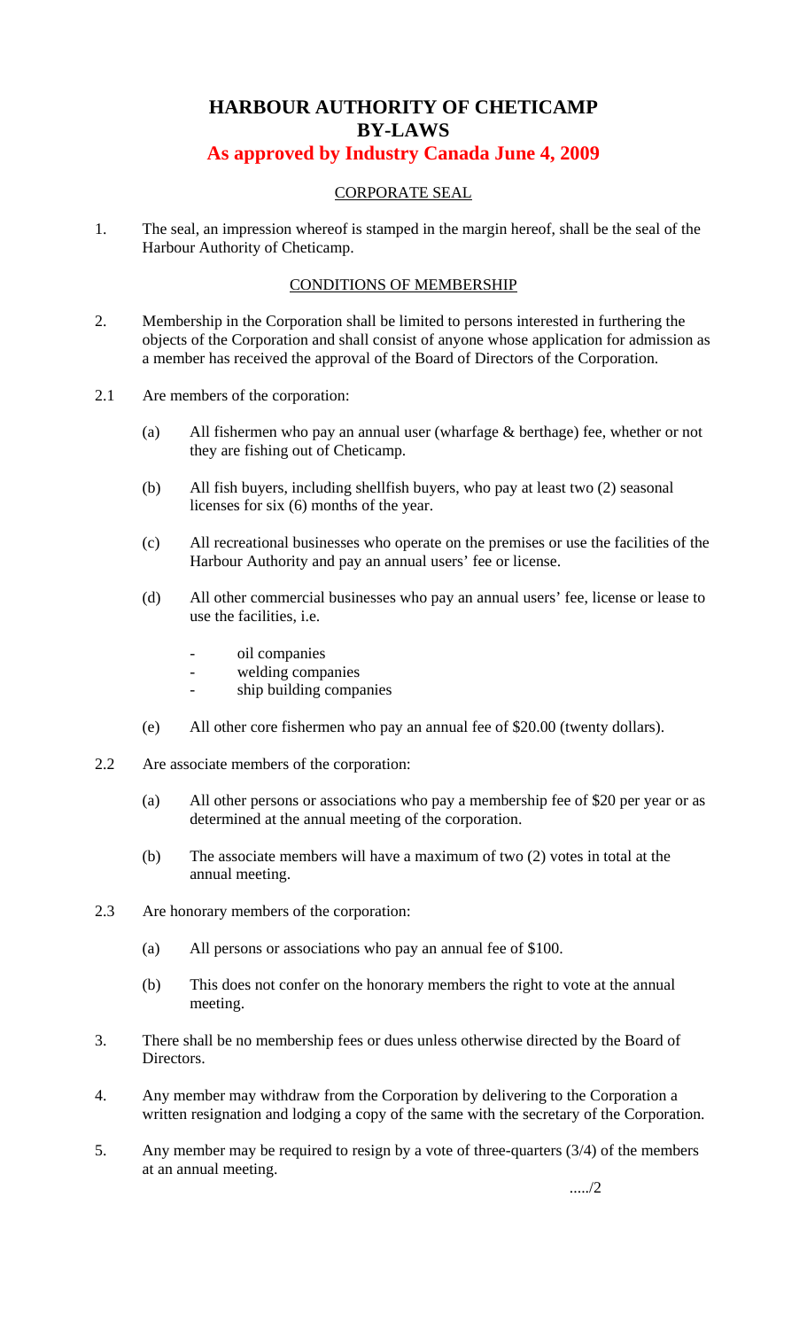# HARBOUR AUTHORITY OF CHETICAMP BY-LAWS

## As approved by Industry Canada June 4, 2009

### CORPORATE SEAL

1. The seal, an impression whereof is stamped in the margin hereof, shall be the seal of the Harbour Authority of Cheticamp.

### CONDITIONS OF MEMBERSHIP

2. Membership in the Corporation shall be limited to persons interested in furthering the objects of the Corporation and shall consist of anyone whose application for admission as a member has received the approval of the Board of Directors of the Corporation.

2.1 Are members of the corporation:

   (a) All fishermen who pay an annual user (wharfage & berthage) fee, whether or not they are fishing out of Cheticamp.

   (b) All fish buyers, including shellfish buyers, who pay at least two (2) seasonal licenses for six (6) months of the year.

   (c) All recreational businesses who operate on the premises or use the facilities of the Harbour Authority and pay an annual users' fee or license.

   (d) All other commercial businesses who pay an annual users' fee, license or lease to use the facilities, i.e.

   - oil companies
   - welding companies
   - ship building companies

   (e) All other core fishermen who pay an annual fee of $20.00 (twenty dollars).

2.2 Are associate members of the corporation:

   (a) All other persons or associations who pay a membership fee of $20 per year or as determined at the annual meeting of the corporation.

   (b) The associate members will have a maximum of two (2) votes in total at the annual meeting.

2.3 Are honorary members of the corporation:

   (a) All persons or associations who pay an annual fee of $100.

   (b) This does not confer on the honorary members the right to vote at the annual meeting.

3. There shall be no membership fees or dues unless otherwise directed by the Board of Directors.

4. Any member may withdraw from the Corporation by delivering to the Corporation a written resignation and lodging a copy of the same with the secretary of the Corporation.

5. Any member may be required to resign by a vote of three-quarters (3/4) of the members at an annual meeting.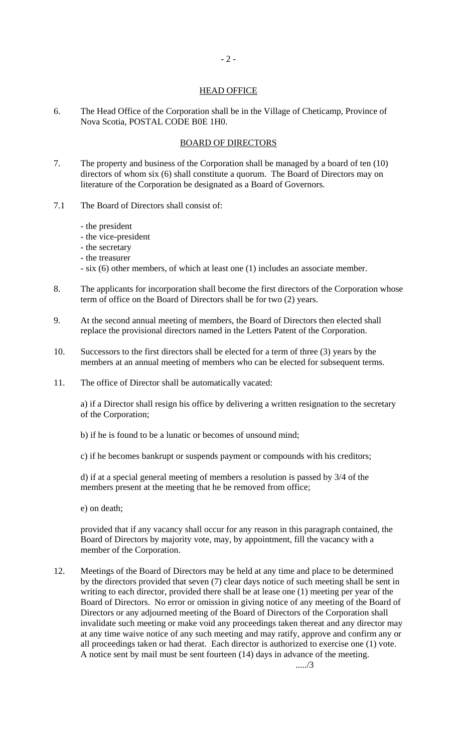## HEAD OFFICE

6. The Head Office of the Corporation shall be in the Village of Cheticamp, Province of Nova Scotia, POSTAL CODE B0E 1H0.

## BOARD OF DIRECTORS

7. The property and business of the Corporation shall be managed by a board of ten (10) directors of whom six (6) shall constitute a quorum. The Board of Directors may on literature of the Corporation be designated as a Board of Governors.

7.1 The Board of Directors shall consist of:

- the president
- the vice-president
- the secretary
- the treasurer
- six (6) other members, of which at least one (1) includes an associate member.

8. The applicants for incorporation shall become the first directors of the Corporation whose term of office on the Board of Directors shall be for two (2) years.

9. At the second annual meeting of members, the Board of Directors then elected shall replace the provisional directors named in the Letters Patent of the Corporation.

10. Successors to the first directors shall be elected for a term of three (3) years by the members at an annual meeting of members who can be elected for subsequent terms.

11. The office of Director shall be automatically vacated:

a) if a Director shall resign his office by delivering a written resignation to the secretary of the Corporation;

b) if he is found to be a lunatic or becomes of unsound mind;

c) if he becomes bankrupt or suspends payment or compounds with his creditors;

d) if at a special general meeting of members a resolution is passed by 3/4 of the members present at the meeting that he be removed from office;

e) on death;

provided that if any vacancy shall occur for any reason in this paragraph contained, the Board of Directors by majority vote, may, by appointment, fill the vacancy with a member of the Corporation.

12. Meetings of the Board of Directors may be held at any time and place to be determined by the directors provided that seven (7) clear days notice of such meeting shall be sent in writing to each director, provided there shall be at lease one (1) meeting per year of the Board of Directors. No error or omission in giving notice of any meeting of the Board of Directors or any adjourned meeting of the Board of Directors of the Corporation shall invalidate such meeting or make void any proceedings taken thereat and any director may at any time waive notice of any such meeting and may ratify, approve and confirm any or all proceedings taken or had therat. Each director is authorized to exercise one (1) vote. A notice sent by mail must be sent fourteen (14) days in advance of the meeting.

...../3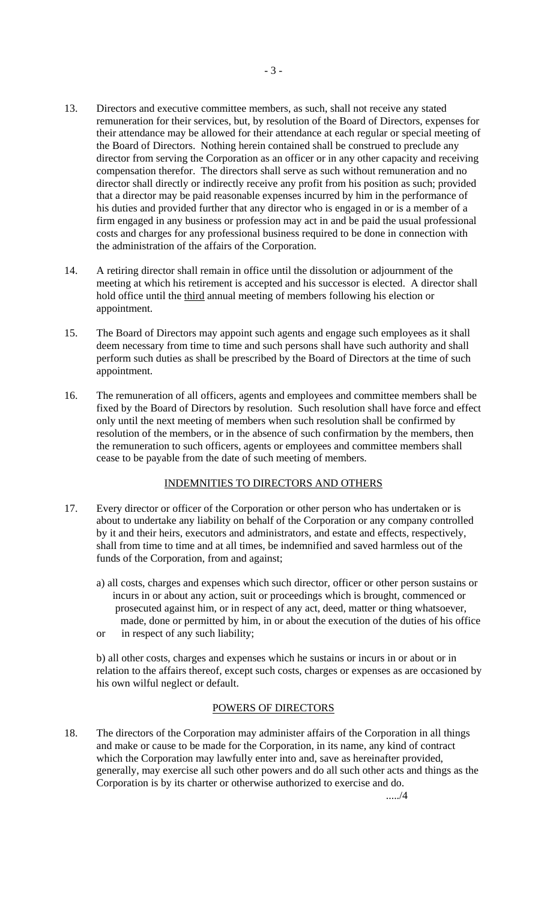13. Directors and executive committee members, as such, shall not receive any stated remuneration for their services, but, by resolution of the Board of Directors, expenses for their attendance may be allowed for their attendance at each regular or special meeting of the Board of Directors. Nothing herein contained shall be construed to preclude any director from serving the Corporation as an officer or in any other capacity and receiving compensation therefor. The directors shall serve as such without remuneration and no director shall directly or indirectly receive any profit from his position as such; provided that a director may be paid reasonable expenses incurred by him in the performance of his duties and provided further that any director who is engaged in or is a member of a firm engaged in any business or profession may act in and be paid the usual professional costs and charges for any professional business required to be done in connection with the administration of the affairs of the Corporation.

14. A retiring director shall remain in office until the dissolution or adjournment of the meeting at which his retirement is accepted and his successor is elected. A director shall hold office until the third annual meeting of members following his election or appointment.

15. The Board of Directors may appoint such agents and engage such employees as it shall deem necessary from time to time and such persons shall have such authority and shall perform such duties as shall be prescribed by the Board of Directors at the time of such appointment.

16. The remuneration of all officers, agents and employees and committee members shall be fixed by the Board of Directors by resolution. Such resolution shall have force and effect only until the next meeting of members when such resolution shall be confirmed by resolution of the members, or in the absence of such confirmation by the members, then the remuneration to such officers, agents or employees and committee members shall cease to be payable from the date of such meeting of members.

## INDEMNITIES TO DIRECTORS AND OTHERS

17. Every director or officer of the Corporation or other person who has undertaken or is about to undertake any liability on behalf of the Corporation or any company controlled by it and their heirs, executors and administrators, and estate and effects, respectively, shall from time to time and at all times, be indemnified and saved harmless out of the funds of the Corporation, from and against;

    a) all costs, charges and expenses which such director, officer or other person sustains or incurs in or about any action, suit or proceedings which is brought, commenced or prosecuted against him, or in respect of any act, deed, matter or thing whatsoever, made, done or permitted by him, in or about the execution of the duties of his office or in respect of any such liability;

    b) all other costs, charges and expenses which he sustains or incurs in or about or in relation to the affairs thereof, except such costs, charges or expenses as are occasioned by his own wilful neglect or default.

## POWERS OF DIRECTORS

18. The directors of the Corporation may administer affairs of the Corporation in all things and make or cause to be made for the Corporation, in its name, any kind of contract which the Corporation may lawfully enter into and, save as hereinafter provided, generally, may exercise all such other powers and do all such other acts and things as the Corporation is by its charter or otherwise authorized to exercise and do.

...../4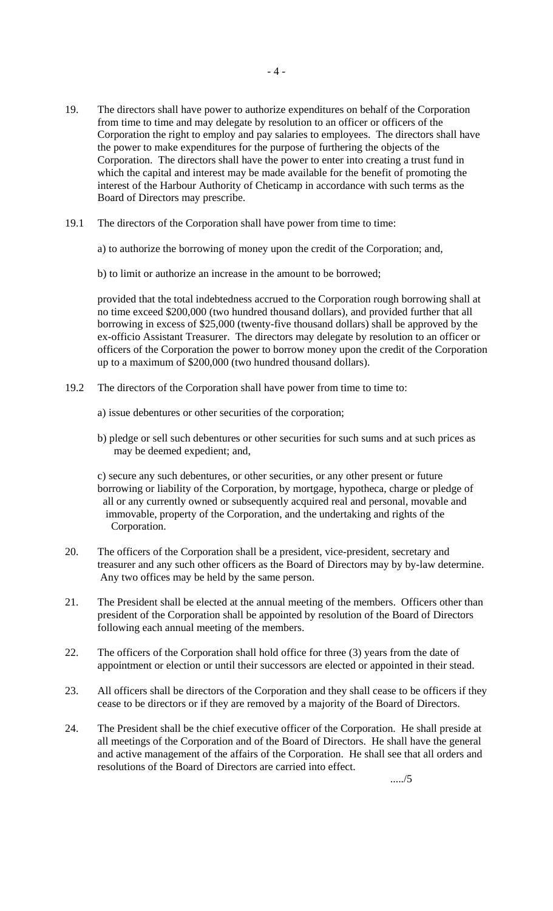19. The directors shall have power to authorize expenditures on behalf of the Corporation from time to time and may delegate by resolution to an officer or officers of the Corporation the right to employ and pay salaries to employees. The directors shall have the power to make expenditures for the purpose of furthering the objects of the Corporation. The directors shall have the power to enter into creating a trust fund in which the capital and interest may be made available for the benefit of promoting the interest of the Harbour Authority of Cheticamp in accordance with such terms as the Board of Directors may prescribe.

19.1 The directors of the Corporation shall have power from time to time:

a) to authorize the borrowing of money upon the credit of the Corporation; and,

b) to limit or authorize an increase in the amount to be borrowed;

provided that the total indebtedness accrued to the Corporation rough borrowing shall at no time exceed $200,000 (two hundred thousand dollars), and provided further that all borrowing in excess of $25,000 (twenty-five thousand dollars) shall be approved by the ex-officio Assistant Treasurer. The directors may delegate by resolution to an officer or officers of the Corporation the power to borrow money upon the credit of the Corporation up to a maximum of $200,000 (two hundred thousand dollars).

19.2 The directors of the Corporation shall have power from time to time to:

a) issue debentures or other securities of the corporation;

b) pledge or sell such debentures or other securities for such sums and at such prices as may be deemed expedient; and,

c) secure any such debentures, or other securities, or any other present or future borrowing or liability of the Corporation, by mortgage, hypotheca, charge or pledge of all or any currently owned or subsequently acquired real and personal, movable and immovable, property of the Corporation, and the undertaking and rights of the Corporation.

20. The officers of the Corporation shall be a president, vice-president, secretary and treasurer and any such other officers as the Board of Directors may by by-law determine. Any two offices may be held by the same person.

21. The President shall be elected at the annual meeting of the members. Officers other than president of the Corporation shall be appointed by resolution of the Board of Directors following each annual meeting of the members.

22. The officers of the Corporation shall hold office for three (3) years from the date of appointment or election or until their successors are elected or appointed in their stead.

23. All officers shall be directors of the Corporation and they shall cease to be officers if they cease to be directors or if they are removed by a majority of the Board of Directors.

24. The President shall be the chief executive officer of the Corporation. He shall preside at all meetings of the Corporation and of the Board of Directors. He shall have the general and active management of the affairs of the Corporation. He shall see that all orders and resolutions of the Board of Directors are carried into effect.

...../5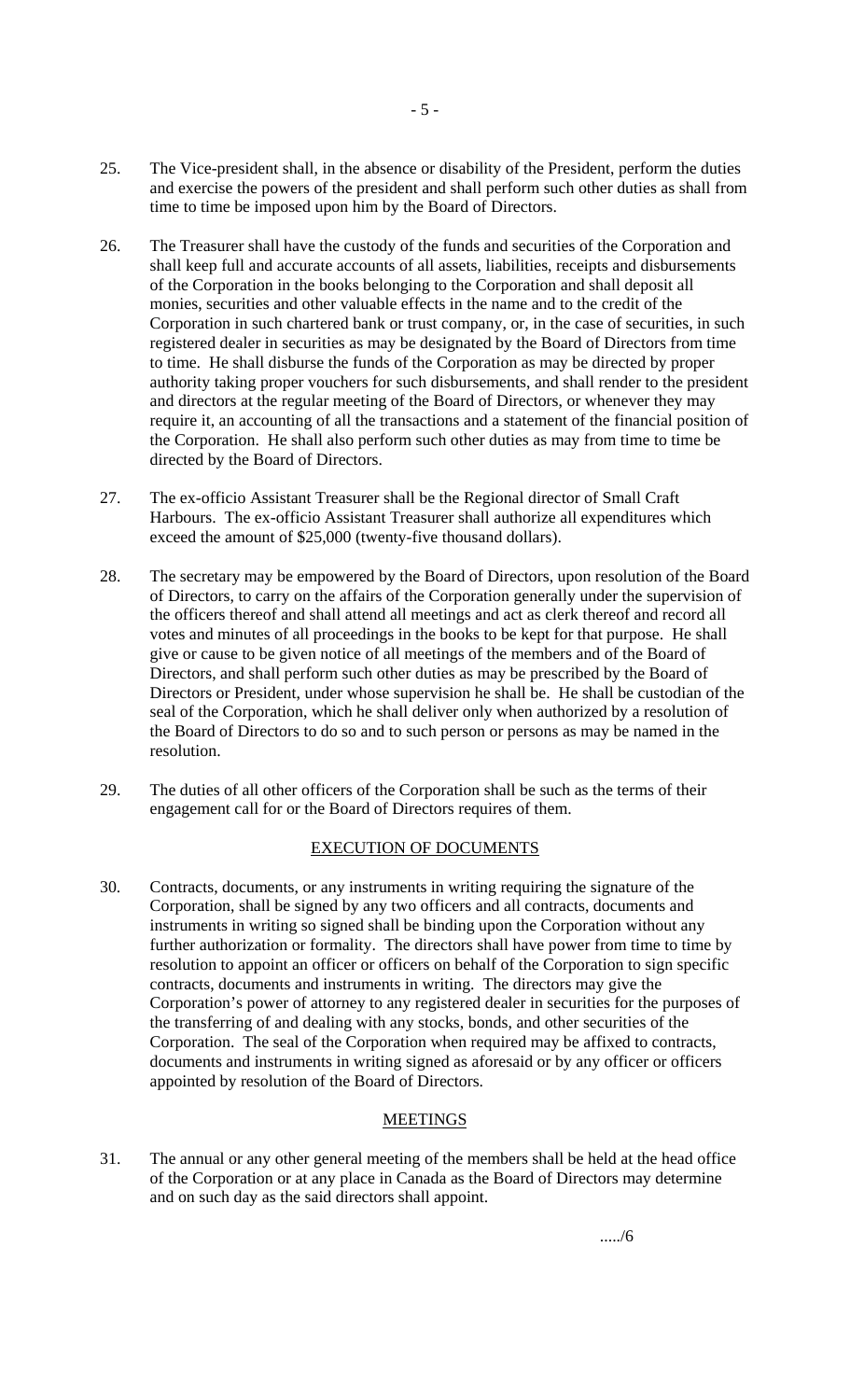25. The Vice-president shall, in the absence or disability of the President, perform the duties and exercise the powers of the president and shall perform such other duties as shall from time to time be imposed upon him by the Board of Directors.

26. The Treasurer shall have the custody of the funds and securities of the Corporation and shall keep full and accurate accounts of all assets, liabilities, receipts and disbursements of the Corporation in the books belonging to the Corporation and shall deposit all monies, securities and other valuable effects in the name and to the credit of the Corporation in such chartered bank or trust company, or, in the case of securities, in such registered dealer in securities as may be designated by the Board of Directors from time to time. He shall disburse the funds of the Corporation as may be directed by proper authority taking proper vouchers for such disbursements, and shall render to the president and directors at the regular meeting of the Board of Directors, or whenever they may require it, an accounting of all the transactions and a statement of the financial position of the Corporation. He shall also perform such other duties as may from time to time be directed by the Board of Directors.

27. The ex-officio Assistant Treasurer shall be the Regional director of Small Craft Harbours. The ex-officio Assistant Treasurer shall authorize all expenditures which exceed the amount of $25,000 (twenty-five thousand dollars).

28. The secretary may be empowered by the Board of Directors, upon resolution of the Board of Directors, to carry on the affairs of the Corporation generally under the supervision of the officers thereof and shall attend all meetings and act as clerk thereof and record all votes and minutes of all proceedings in the books to be kept for that purpose. He shall give or cause to be given notice of all meetings of the members and of the Board of Directors, and shall perform such other duties as may be prescribed by the Board of Directors or President, under whose supervision he shall be. He shall be custodian of the seal of the Corporation, which he shall deliver only when authorized by a resolution of the Board of Directors to do so and to such person or persons as may be named in the resolution.

29. The duties of all other officers of the Corporation shall be such as the terms of their engagement call for or the Board of Directors requires of them.

## EXECUTION OF DOCUMENTS

30. Contracts, documents, or any instruments in writing requiring the signature of the Corporation, shall be signed by any two officers and all contracts, documents and instruments in writing so signed shall be binding upon the Corporation without any further authorization or formality. The directors shall have power from time to time by resolution to appoint an officer or officers on behalf of the Corporation to sign specific contracts, documents and instruments in writing. The directors may give the Corporation's power of attorney to any registered dealer in securities for the purposes of the transferring of and dealing with any stocks, bonds, and other securities of the Corporation. The seal of the Corporation when required may be affixed to contracts, documents and instruments in writing signed as aforesaid or by any officer or officers appointed by resolution of the Board of Directors.

## MEETINGS

31. The annual or any other general meeting of the members shall be held at the head office of the Corporation or at any place in Canada as the Board of Directors may determine and on such day as the said directors shall appoint.

...../6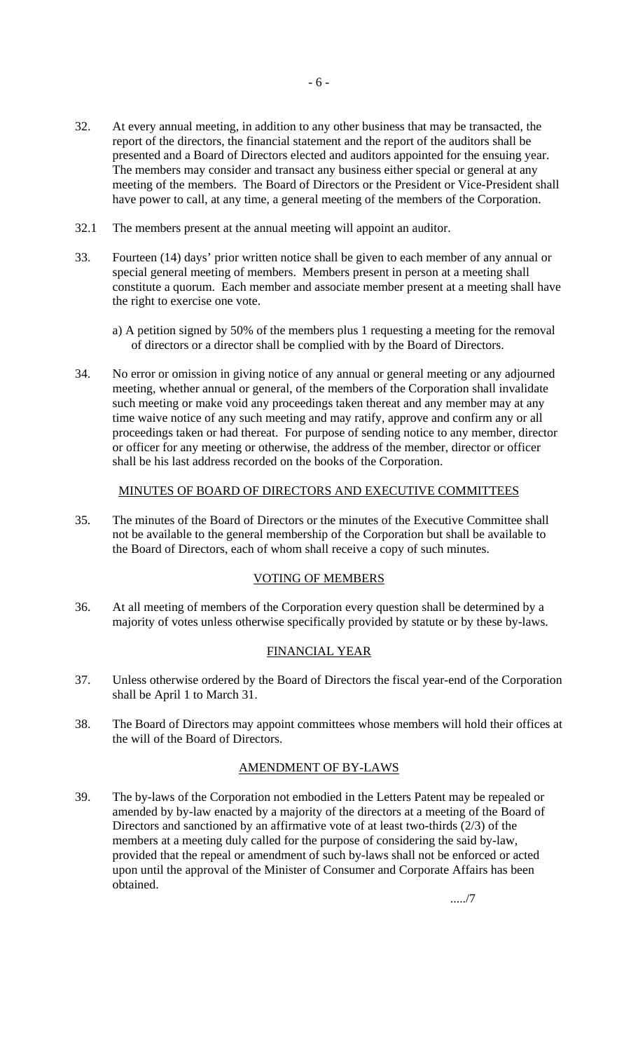32. At every annual meeting, in addition to any other business that may be transacted, the report of the directors, the financial statement and the report of the auditors shall be presented and a Board of Directors elected and auditors appointed for the ensuing year. The members may consider and transact any business either special or general at any meeting of the members. The Board of Directors or the President or Vice-President shall have power to call, at any time, a general meeting of the members of the Corporation.

32.1 The members present at the annual meeting will appoint an auditor.

33. Fourteen (14) days' prior written notice shall be given to each member of any annual or special general meeting of members. Members present in person at a meeting shall constitute a quorum. Each member and associate member present at a meeting shall have the right to exercise one vote.

    a) A petition signed by 50% of the members plus 1 requesting a meeting for the removal of directors or a director shall be complied with by the Board of Directors.

34. No error or omission in giving notice of any annual or general meeting or any adjourned meeting, whether annual or general, of the members of the Corporation shall invalidate such meeting or make void any proceedings taken thereat and any member may at any time waive notice of any such meeting and may ratify, approve and confirm any or all proceedings taken or had thereat. For purpose of sending notice to any member, director or officer for any meeting or otherwise, the address of the member, director or officer shall be his last address recorded on the books of the Corporation.

## MINUTES OF BOARD OF DIRECTORS AND EXECUTIVE COMMITTEES

35. The minutes of the Board of Directors or the minutes of the Executive Committee shall not be available to the general membership of the Corporation but shall be available to the Board of Directors, each of whom shall receive a copy of such minutes.

## VOTING OF MEMBERS

36. At all meeting of members of the Corporation every question shall be determined by a majority of votes unless otherwise specifically provided by statute or by these by-laws.

## FINANCIAL YEAR

37. Unless otherwise ordered by the Board of Directors the fiscal year-end of the Corporation shall be April 1 to March 31.

38. The Board of Directors may appoint committees whose members will hold their offices at the will of the Board of Directors.

## AMENDMENT OF BY-LAWS

39. The by-laws of the Corporation not embodied in the Letters Patent may be repealed or amended by by-law enacted by a majority of the directors at a meeting of the Board of Directors and sanctioned by an affirmative vote of at least two-thirds (2/3) of the members at a meeting duly called for the purpose of considering the said by-law, provided that the repeal or amendment of such by-laws shall not be enforced or acted upon until the approval of the Minister of Consumer and Corporate Affairs has been obtained.

...../7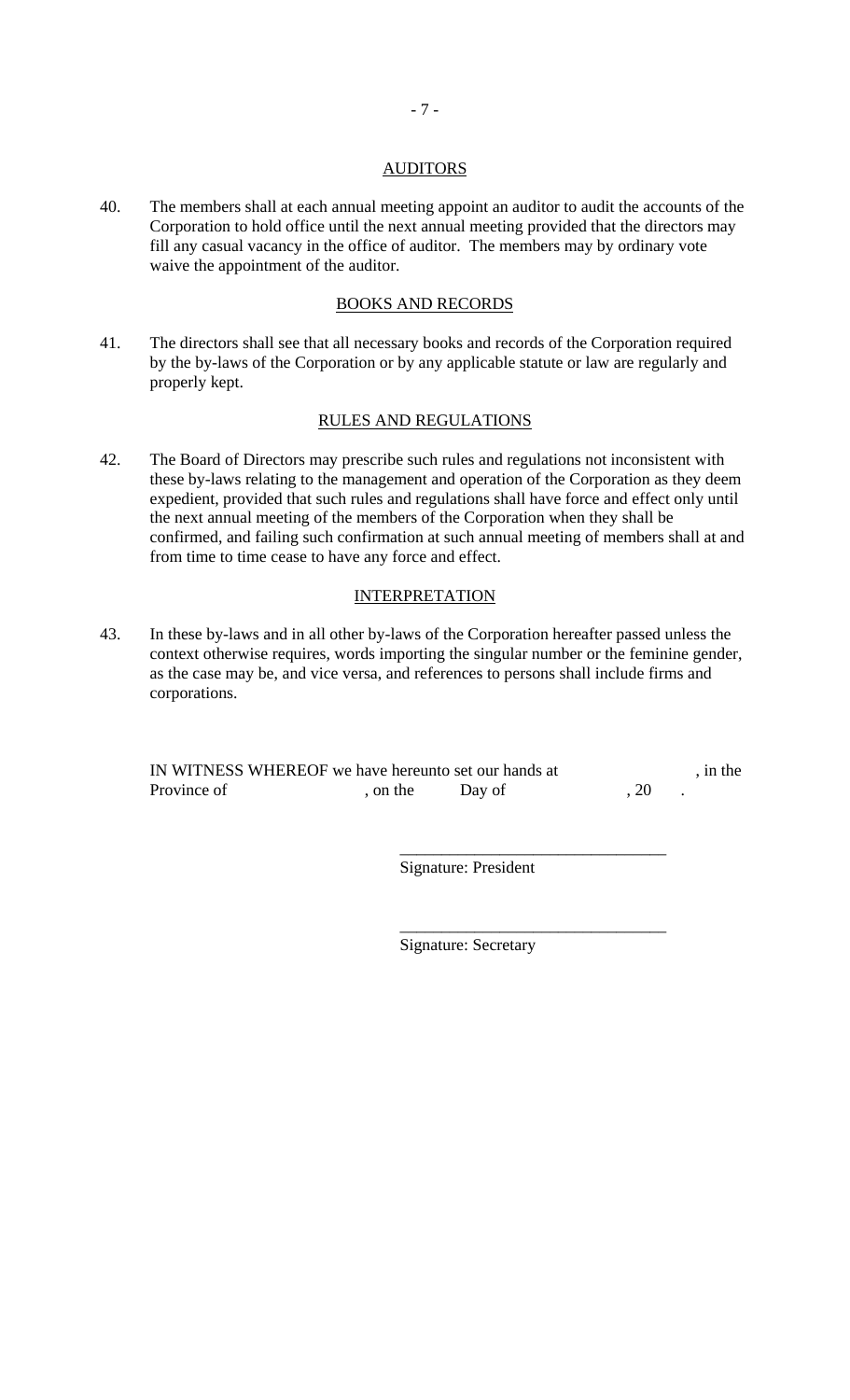## AUDITORS

40. The members shall at each annual meeting appoint an auditor to audit the accounts of the Corporation to hold office until the next annual meeting provided that the directors may fill any casual vacancy in the office of auditor. The members may by ordinary vote waive the appointment of the auditor.

## BOOKS AND RECORDS

41. The directors shall see that all necessary books and records of the Corporation required by the by-laws of the Corporation or by any applicable statute or law are regularly and properly kept.

## RULES AND REGULATIONS

42. The Board of Directors may prescribe such rules and regulations not inconsistent with these by-laws relating to the management and operation of the Corporation as they deem expedient, provided that such rules and regulations shall have force and effect only until the next annual meeting of the members of the Corporation when they shall be confirmed, and failing such confirmation at such annual meeting of members shall at and from time to time cease to have any force and effect.

## INTERPRETATION

43. In these by-laws and in all other by-laws of the Corporation hereafter passed unless the context otherwise requires, words importing the singular number or the feminine gender, as the case may be, and vice versa, and references to persons shall include firms and corporations.

IN WITNESS WHEREOF we have hereunto set our hands at , in the Province of , on the Day of , 20 .

\_\_\_\_\_\_\_\_\_\_\_\_\_\_\_\_\_\_\_\_\_\_\_\_\_\_\_\_\_\_\_\_
Signature: President

\_\_\_\_\_\_\_\_\_\_\_\_\_\_\_\_\_\_\_\_\_\_\_\_\_\_\_\_\_\_\_\_
Signature: Secretary